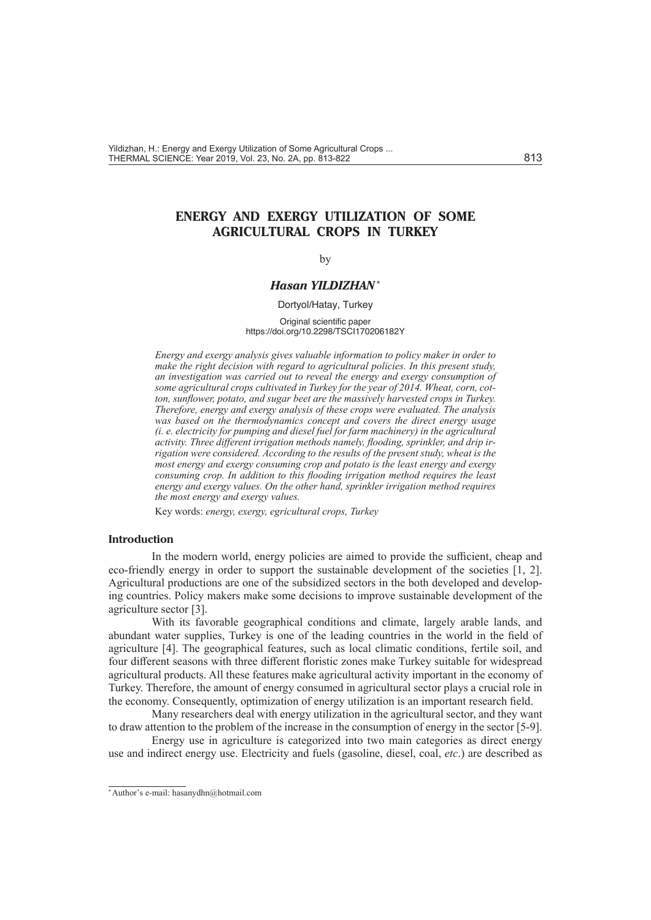# ENERGY AND EXERGY UTILIZATION OF SOME AGRICULTURAL CROPS IN TURKEY

by

***Hasan YILDIZHAN*** [*]

Dortyol/Hatay, Turkey

Original scientific paper
https://doi.org/10.2298/TSCI170206182Y

*Energy and exergy analysis gives valuable information to policy maker in order to make the right decision with regard to agricultural policies. In this present study, an investigation was carried out to reveal the energy and exergy consumption of some agricultural crops cultivated in Turkey for the year of 2014. Wheat, corn, cotton, sunflower, potato, and sugar beet are the massively harvested crops in Turkey. Therefore, energy and exergy analysis of these crops were evaluated. The analysis was based on the thermodynamics concept and covers the direct energy usage (i. e. electricity for pumping and diesel fuel for farm machinery) in the agricultural activity. Three different irrigation methods namely, flooding, sprinkler, and drip irrigation were considered. According to the results of the present study, wheat is the most energy and exergy consuming crop and potato is the least energy and exergy consuming crop. In addition to this flooding irrigation method requires the least energy and exergy values. On the other hand, sprinkler irrigation method requires the most energy and exergy values.*

Key words: *energy, exergy, egricultural crops, Turkey*

## Introduction

In the modern world, energy policies are aimed to provide the sufficient, cheap and eco-friendly energy in order to support the sustainable development of the societies [1, 2]. Agricultural productions are one of the subsidized sectors in the both developed and developing countries. Policy makers make some decisions to improve sustainable development of the agriculture sector [3].

With its favorable geographical conditions and climate, largely arable lands, and abundant water supplies, Turkey is one of the leading countries in the world in the field of agriculture [4]. The geographical features, such as local climatic conditions, fertile soil, and four different seasons with three different floristic zones make Turkey suitable for widespread agricultural products. All these features make agricultural activity important in the economy of Turkey. Therefore, the amount of energy consumed in agricultural sector plays a crucial role in the economy. Consequently, optimization of energy utilization is an important research field.

Many researchers deal with energy utilization in the agricultural sector, and they want to draw attention to the problem of the increase in the consumption of energy in the sector [5-9].

Energy use in agriculture is categorized into two main categories as direct energy use and indirect energy use. Electricity and fuels (gasoline, diesel, coal, *etc*.) are described as

[*] Author's e-mail: hasanydhn@hotmail.com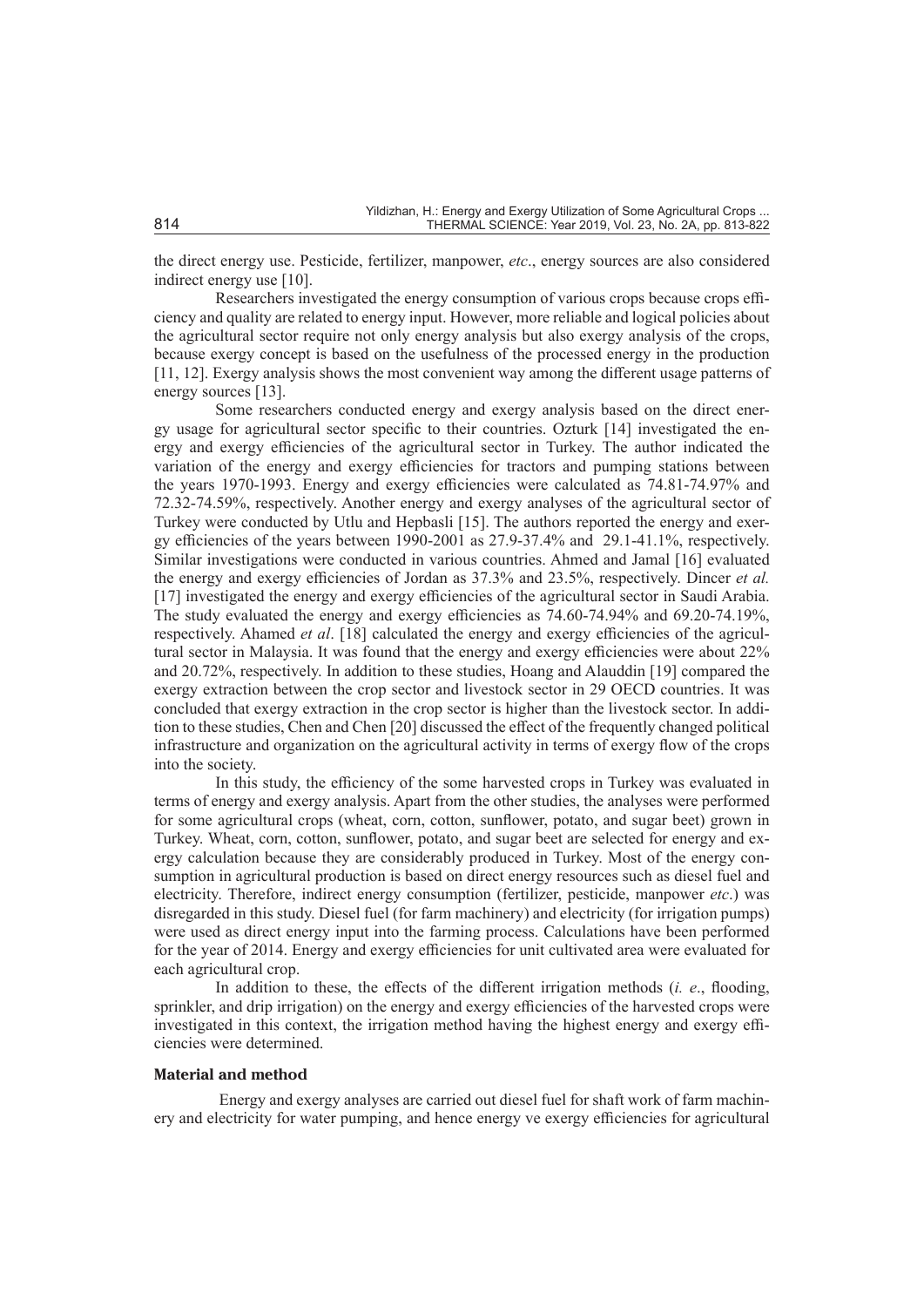the direct energy use. Pesticide, fertilizer, manpower, *etc*., energy sources are also considered indirect energy use [10].

Researchers investigated the energy consumption of various crops because crops efficiency and quality are related to energy input. However, more reliable and logical policies about the agricultural sector require not only energy analysis but also exergy analysis of the crops, because exergy concept is based on the usefulness of the processed energy in the production [11, 12]. Exergy analysis shows the most convenient way among the different usage patterns of energy sources [13].

Some researchers conducted energy and exergy analysis based on the direct energy usage for agricultural sector specific to their countries. Ozturk [14] investigated the energy and exergy efficiencies of the agricultural sector in Turkey. The author indicated the variation of the energy and exergy efficiencies for tractors and pumping stations between the years 1970-1993. Energy and exergy efficiencies were calculated as 74.81-74.97% and 72.32-74.59%, respectively. Another energy and exergy analyses of the agricultural sector of Turkey were conducted by Utlu and Hepbasli [15]. The authors reported the energy and exergy efficiencies of the years between 1990-2001 as 27.9-37.4% and 29.1-41.1%, respectively. Similar investigations were conducted in various countries. Ahmed and Jamal [16] evaluated the energy and exergy efficiencies of Jordan as 37.3% and 23.5%, respectively. Dincer *et al.* [17] investigated the energy and exergy efficiencies of the agricultural sector in Saudi Arabia. The study evaluated the energy and exergy efficiencies as 74.60-74.94% and 69.20-74.19%, respectively. Ahamed *et al*. [18] calculated the energy and exergy efficiencies of the agricultural sector in Malaysia. It was found that the energy and exergy efficiencies were about 22% and 20.72%, respectively. In addition to these studies, Hoang and Alauddin [19] compared the exergy extraction between the crop sector and livestock sector in 29 OECD countries. It was concluded that exergy extraction in the crop sector is higher than the livestock sector. In addition to these studies, Chen and Chen [20] discussed the effect of the frequently changed political infrastructure and organization on the agricultural activity in terms of exergy flow of the crops into the society.

In this study, the efficiency of the some harvested crops in Turkey was evaluated in terms of energy and exergy analysis. Apart from the other studies, the analyses were performed for some agricultural crops (wheat, corn, cotton, sunflower, potato, and sugar beet) grown in Turkey. Wheat, corn, cotton, sunflower, potato, and sugar beet are selected for energy and exergy calculation because they are considerably produced in Turkey. Most of the energy consumption in agricultural production is based on direct energy resources such as diesel fuel and electricity. Therefore, indirect energy consumption (fertilizer, pesticide, manpower *etc*.) was disregarded in this study. Diesel fuel (for farm machinery) and electricity (for irrigation pumps) were used as direct energy input into the farming process. Calculations have been performed for the year of 2014. Energy and exergy efficiencies for unit cultivated area were evaluated for each agricultural crop.

In addition to these, the effects of the different irrigation methods (*i. e*., flooding, sprinkler, and drip irrigation) on the energy and exergy efficiencies of the harvested crops were investigated in this context, the irrigation method having the highest energy and exergy efficiencies were determined.

## Material and method

Energy and exergy analyses are carried out diesel fuel for shaft work of farm machinery and electricity for water pumping, and hence energy ve exergy efficiencies for agricultural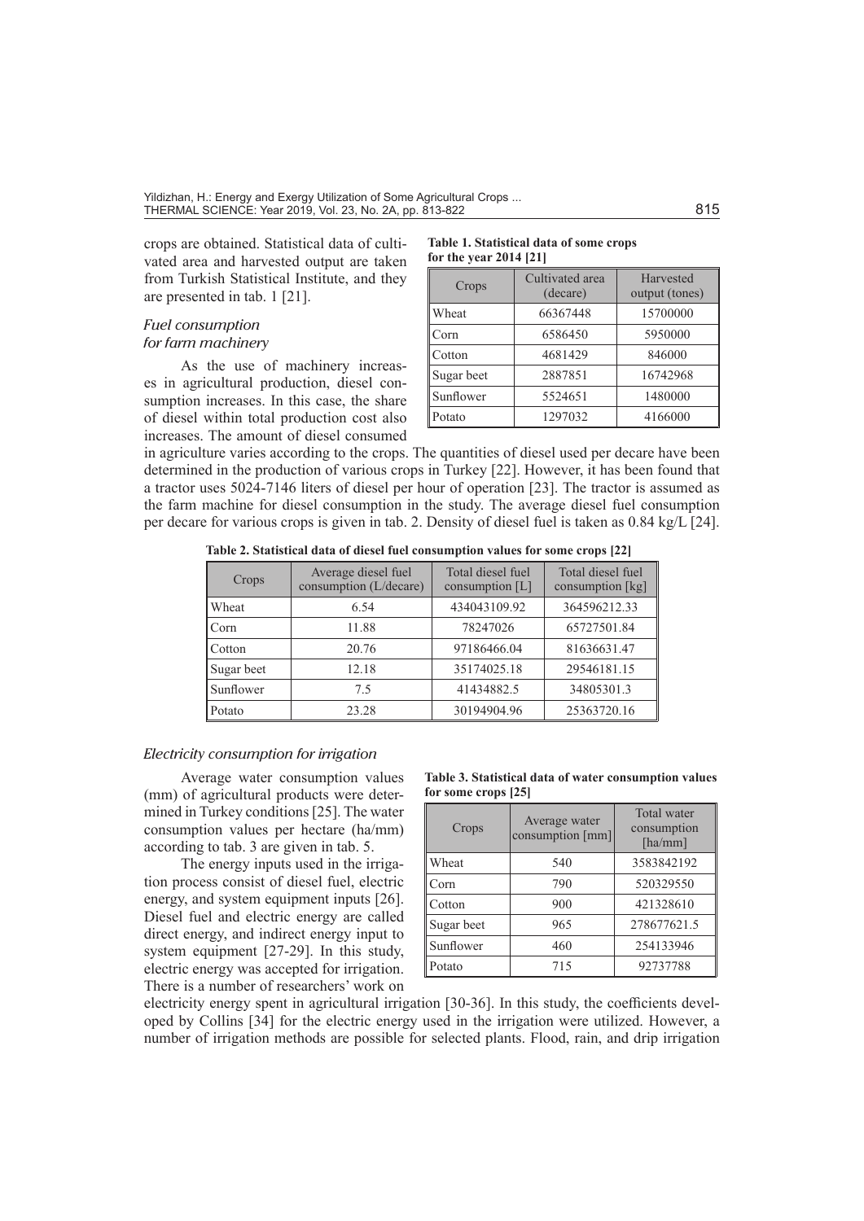crops are obtained. Statistical data of cultivated area and harvested output are taken from Turkish Statistical Institute, and they are presented in tab. 1 [21].

**Table 1. Statistical data of some crops for the year 2014 [21]**

| Crops | Cultivated area (decare) | Harvested output (tones) |
|---|---|---|
| Wheat | 66367448 | 15700000 |
| Corn | 6586450 | 5950000 |
| Cotton | 4681429 | 846000 |
| Sugar beet | 2887851 | 16742968 |
| Sunflower | 5524651 | 1480000 |
| Potato | 1297032 | 4166000 |

### *Fuel consumption for farm machinery*

As the use of machinery increases in agricultural production, diesel consumption increases. In this case, the share of diesel within total production cost also increases. The amount of diesel consumed in agriculture varies according to the crops. The quantities of diesel used per decare have been determined in the production of various crops in Turkey [22]. However, it has been found that a tractor uses 5024-7146 liters of diesel per hour of operation [23]. The tractor is assumed as the farm machine for diesel consumption in the study. The average diesel fuel consumption per decare for various crops is given in tab. 2. Density of diesel fuel is taken as 0.84 kg/L [24].

**Table 2. Statistical data of diesel fuel consumption values for some crops [22]**

| Crops | Average diesel fuel consumption (L/decare) | Total diesel fuel consumption [L] | Total diesel fuel consumption [kg] |
|---|---|---|---|
| Wheat | 6.54 | 434043109.92 | 364596212.33 |
| Corn | 11.88 | 78247026 | 65727501.84 |
| Cotton | 20.76 | 97186466.04 | 81636631.47 |
| Sugar beet | 12.18 | 35174025.18 | 29546181.15 |
| Sunflower | 7.5 | 41434882.5 | 34805301.3 |
| Potato | 23.28 | 30194904.96 | 25363720.16 |

### *Electricity consumption for irrigation*

Average water consumption values (mm) of agricultural products were determined in Turkey conditions [25]. The water consumption values per hectare (ha/mm) according to tab. 3 are given in tab. 5.

**Table 3. Statistical data of water consumption values for some crops [25]**

| Crops | Average water consumption [mm] | Total water consumption [ha/mm] |
|---|---|---|
| Wheat | 540 | 3583842192 |
| Corn | 790 | 520329550 |
| Cotton | 900 | 421328610 |
| Sugar beet | 965 | 278677621.5 |
| Sunflower | 460 | 254133946 |
| Potato | 715 | 92737788 |

The energy inputs used in the irrigation process consist of diesel fuel, electric energy, and system equipment inputs [26]. Diesel fuel and electric energy are called direct energy, and indirect energy input to system equipment [27-29]. In this study, electric energy was accepted for irrigation. There is a number of researchers' work on electricity energy spent in agricultural irrigation [30-36]. In this study, the coefficients developed by Collins [34] for the electric energy used in the irrigation were utilized. However, a number of irrigation methods are possible for selected plants. Flood, rain, and drip irrigation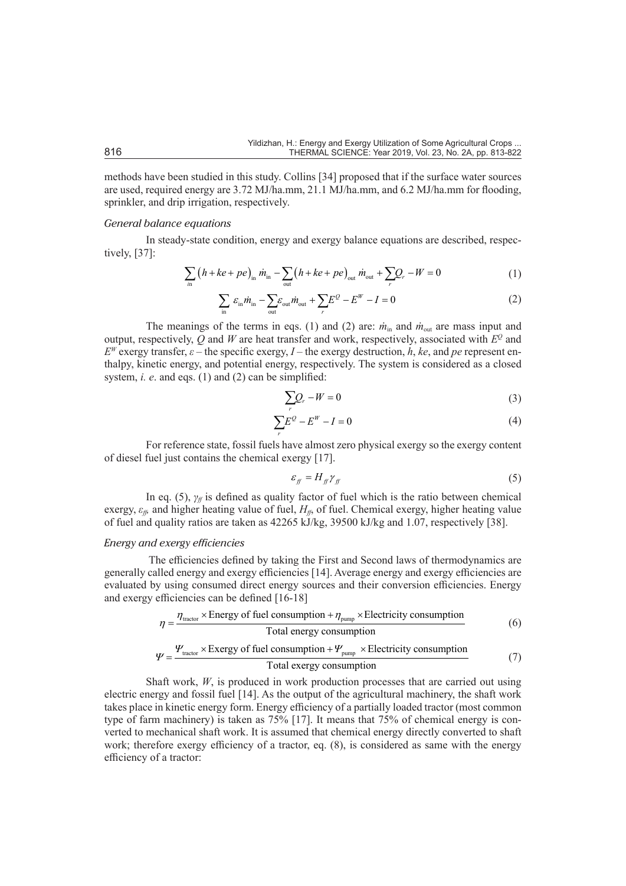methods have been studied in this study. Collins [34] proposed that if the surface water sources are used, required energy are 3.72 MJ/ha.mm, 21.1 MJ/ha.mm, and 6.2 MJ/ha.mm for flooding, sprinkler, and drip irrigation, respectively.

### *General balance equations*

In steady-state condition, energy and exergy balance equations are described, respectively, [37]:

$$\sum_{\text{in}} \left(h + ke + pe\right)_{\text{in}} \dot{m}_{\text{in}} - \sum_{\text{out}} \left(h + ke + pe\right)_{\text{out}} \dot{m}_{\text{out}} + \sum_{r} Q_r - W = 0 \tag{1}$$

$$\sum_{\text{in}} \varepsilon_{\text{in}} \dot{m}_{\text{in}} - \sum_{\text{out}} \varepsilon_{\text{out}} \dot{m}_{\text{out}} + \sum_{r} E^Q - E^W - I = 0 \tag{2}$$

The meanings of the terms in eqs. (1) and (2) are: $\dot{m}_{\text{in}}$ and $\dot{m}_{\text{out}}$ are mass input and output, respectively, $Q$ and $W$ are heat transfer and work, respectively, associated with $E^Q$ and $E^W$ exergy transfer, $\varepsilon$ – the specific exergy, $I$ – the exergy destruction, $h$, $ke$, and $pe$ represent enthalpy, kinetic energy, and potential energy, respectively. The system is considered as a closed system, *i. e*. and eqs. (1) and (2) can be simplified:

$$\sum_{r} Q_r - W = 0 \tag{3}$$

$$\sum_{r} E^Q - E^W - I = 0 \tag{4}$$

For reference state, fossil fuels have almost zero physical exergy so the exergy content of diesel fuel just contains the chemical exergy [17].

$$\varepsilon_{ff} = H_{ff} \gamma_{ff} \tag{5}$$

In eq. (5), $\gamma_{ff}$ is defined as quality factor of fuel which is the ratio between chemical exergy, $\varepsilon_{ff}$, and higher heating value of fuel, $H_{ff}$, of fuel. Chemical exergy, higher heating value of fuel and quality ratios are taken as 42265 kJ/kg, 39500 kJ/kg and 1.07, respectively [38].

### *Energy and exergy efficiencies*

The efficiencies defined by taking the First and Second laws of thermodynamics are generally called energy and exergy efficiencies [14]. Average energy and exergy efficiencies are evaluated by using consumed direct energy sources and their conversion efficiencies. Energy and exergy efficiencies can be defined [16-18]

$$\eta = \frac{\eta_{\text{tractor}} \times \text{Energy of fuel consumption} + \eta_{\text{pump}} \times \text{Electricity consumption}}{\text{Total energy consumption}} \tag{6}$$

$$\Psi = \frac{\Psi_{\text{tractor}} \times \text{Exergy of fuel consumption} + \Psi_{\text{pump}} \times \text{Electricity consumption}}{\text{Total exergy consumption}} \tag{7}$$

Shaft work, $W$, is produced in work production processes that are carried out using electric energy and fossil fuel [14]. As the output of the agricultural machinery, the shaft work takes place in kinetic energy form. Energy efficiency of a partially loaded tractor (most common type of farm machinery) is taken as 75% [17]. It means that 75% of chemical energy is converted to mechanical shaft work. It is assumed that chemical energy directly converted to shaft work; therefore exergy efficiency of a tractor, eq. (8), is considered as same with the energy efficiency of a tractor: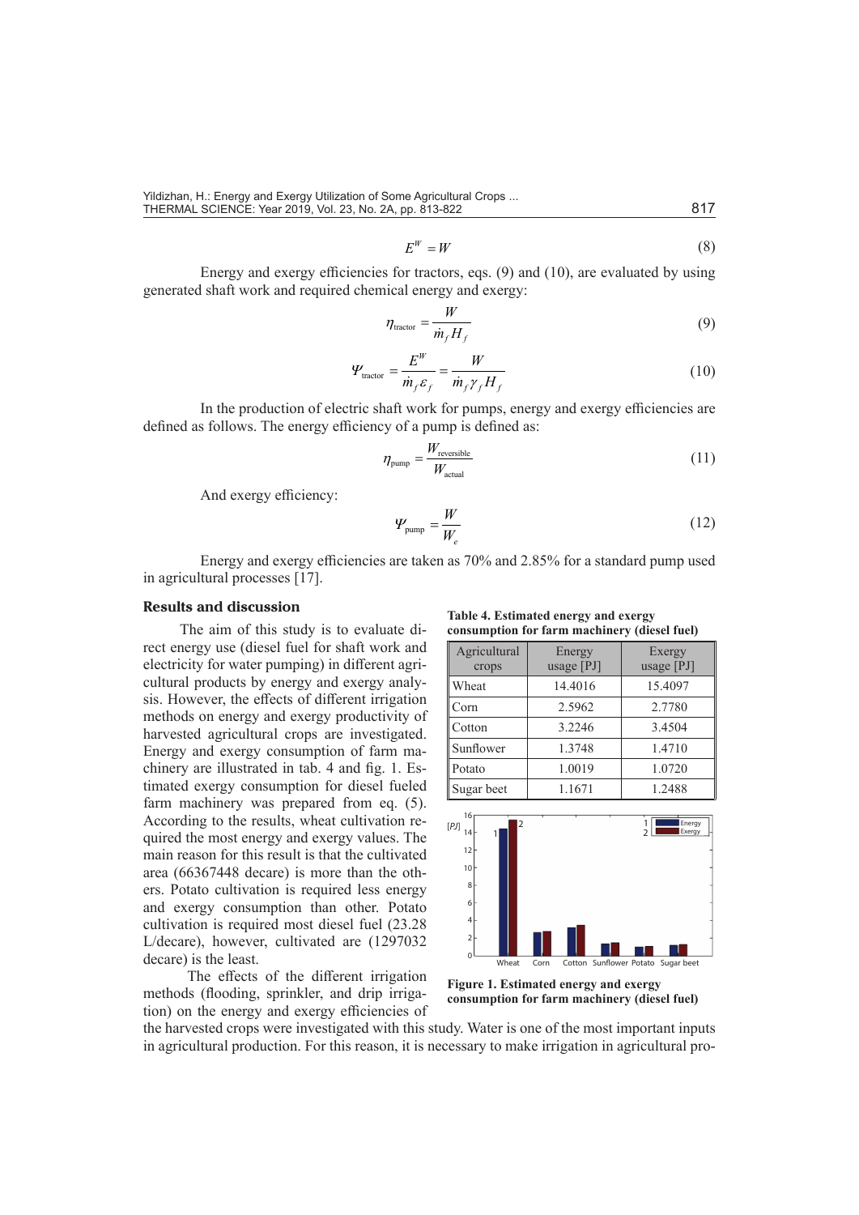$$E^W = W \tag{8}$$

Energy and exergy efficiencies for tractors, eqs. (9) and (10), are evaluated by using generated shaft work and required chemical energy and exergy:

$$\eta_{\text{tractor}} = \frac{W}{\dot{m}_f H_f} \tag{9}$$

$$\Psi_{\text{tractor}} = \frac{E^W}{\dot{m}_f \varepsilon_f} = \frac{W}{\dot{m}_f \gamma_f H_f} \tag{10}$$

In the production of electric shaft work for pumps, energy and exergy efficiencies are defined as follows. The energy efficiency of a pump is defined as:

$$\eta_{\text{pump}} = \frac{W_{\text{reversible}}}{W_{\text{actual}}} \tag{11}$$

And exergy efficiency:

$$\Psi_{\text{pump}} = \frac{W}{W_e} \tag{12}$$

Energy and exergy efficiencies are taken as 70% and 2.85% for a standard pump used in agricultural processes [17].

## Results and discussion

The aim of this study is to evaluate direct energy use (diesel fuel for shaft work and electricity for water pumping) in different agricultural products by energy and exergy analysis. However, the effects of different irrigation methods on energy and exergy productivity of harvested agricultural crops are investigated. Energy and exergy consumption of farm machinery are illustrated in tab. 4 and fig. 1. Estimated exergy consumption for diesel fueled farm machinery was prepared from eq. (5). According to the results, wheat cultivation required the most energy and exergy values. The main reason for this result is that the cultivated area (66367448 decare) is more than the others. Potato cultivation is required less energy and exergy consumption than other. Potato cultivation is required most diesel fuel (23.28 L/decare), however, cultivated are (1297032 decare) is the least.

**Table 4. Estimated energy and exergy consumption for farm machinery (diesel fuel)**

| Agricultural crops | Energy usage [PJ] | Exergy usage [PJ] |
|---|---|---|
| Wheat | 14.4016 | 15.4097 |
| Corn | 2.5962 | 2.7780 |
| Cotton | 3.2246 | 3.4504 |
| Sunflower | 1.3748 | 1.4710 |
| Potato | 1.0019 | 1.0720 |
| Sugar beet | 1.1671 | 1.2488 |

**Figure 1. Estimated energy and exergy consumption for farm machinery (diesel fuel)**

The effects of the different irrigation methods (flooding, sprinkler, and drip irrigation) on the energy and exergy efficiencies of the harvested crops were investigated with this study. Water is one of the most important inputs in agricultural production. For this reason, it is necessary to make irrigation in agricultural pro-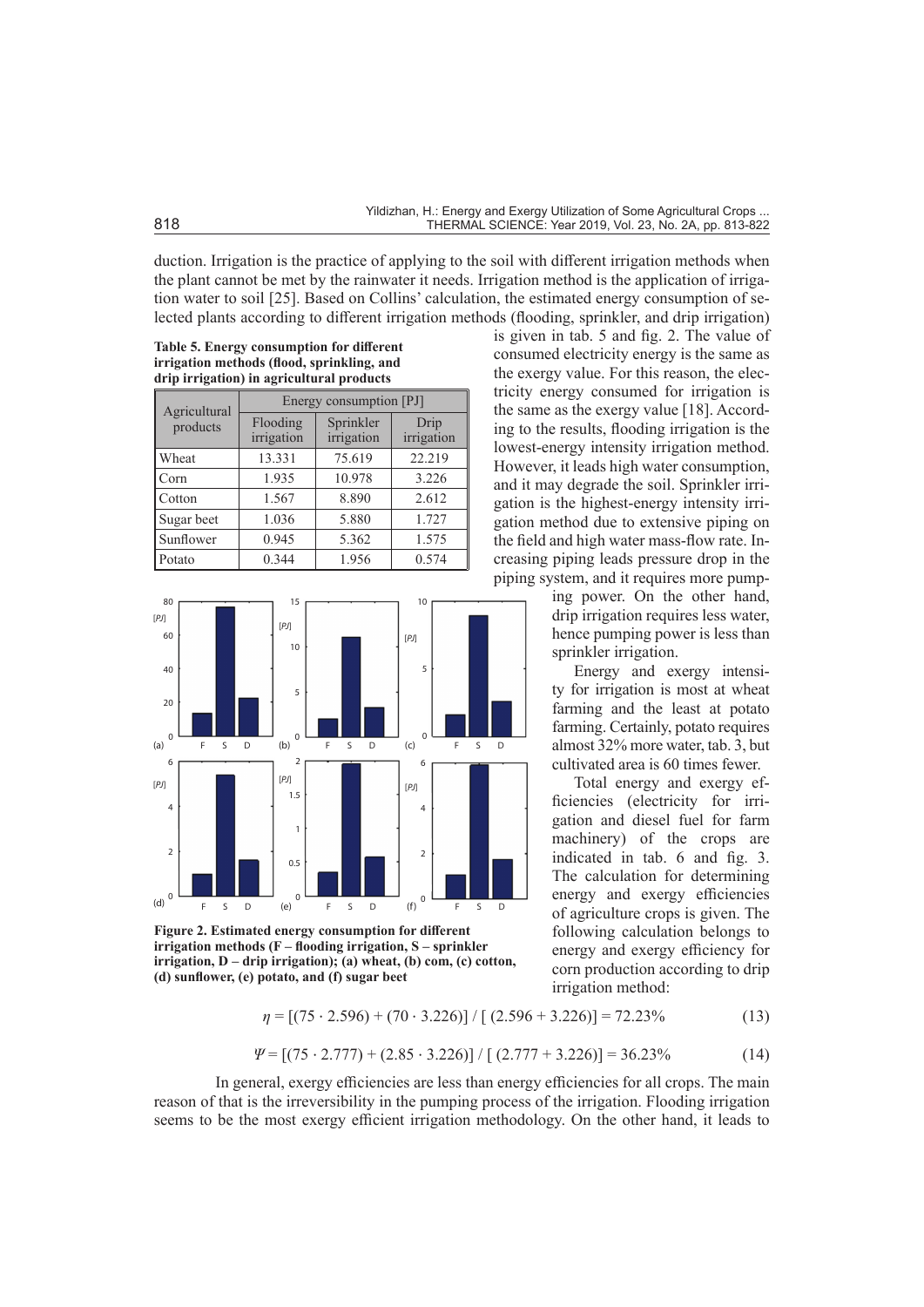duction. Irrigation is the practice of applying to the soil with different irrigation methods when the plant cannot be met by the rainwater it needs. Irrigation method is the application of irrigation water to soil [25]. Based on Collins' calculation, the estimated energy consumption of selected plants according to different irrigation methods (flooding, sprinkler, and drip irrigation) is given in tab. 5 and fig. 2. The value of consumed electricity energy is the same as the exergy value. For this reason, the electricity energy consumed for irrigation is the same as the exergy value [18]. According to the results, flooding irrigation is the lowest-energy intensity irrigation method. However, it leads high water consumption, and it may degrade the soil. Sprinkler irrigation is the highest-energy intensity irrigation method due to extensive piping on the field and high water mass-flow rate. Increasing piping leads pressure drop in the piping system, and it requires more pumping power. On the other hand, drip irrigation requires less water, hence pumping power is less than sprinkler irrigation.

**Table 5. Energy consumption for different irrigation methods (flood, sprinkling, and drip irrigation) in agricultural products**

| Agricultural products | Energy consumption [PJ] | | |
|---|---|---|---|
| | Flooding irrigation | Sprinkler irrigation | Drip irrigation |
| Wheat | 13.331 | 75.619 | 22.219 |
| Corn | 1.935 | 10.978 | 3.226 |
| Cotton | 1.567 | 8.890 | 2.612 |
| Sugar beet | 1.036 | 5.880 | 1.727 |
| Sunflower | 0.945 | 5.362 | 1.575 |
| Potato | 0.344 | 1.956 | 0.574 |

**Figure 2. Estimated energy consumption for different irrigation methods (F – flooding irrigation, S – sprinkler irrigation, D – drip irrigation); (a) wheat, (b) com, (c) cotton, (d) sunflower, (e) potato, and (f) sugar beet**

Energy and exergy intensity for irrigation is most at wheat farming and the least at potato farming. Certainly, potato requires almost 32% more water, tab. 3, but cultivated area is 60 times fewer.

Total energy and exergy efficiencies (electricity for irrigation and diesel fuel for farm machinery) of the crops are indicated in tab. 6 and fig. 3. The calculation for determining energy and exergy efficiencies of agriculture crops is given. The following calculation belongs to energy and exergy efficiency for corn production according to drip irrigation method:

$$\eta = [(75 \cdot 2.596) + (70 \cdot 3.226)] / [(2.596 + 3.226)] = 72.23\% \tag{13}$$

$$\Psi = [(75 \cdot 2.777) + (2.85 \cdot 3.226)] / [(2.777 + 3.226)] = 36.23\% \tag{14}$$

In general, exergy efficiencies are less than energy efficiencies for all crops. The main reason of that is the irreversibility in the pumping process of the irrigation. Flooding irrigation seems to be the most exergy efficient irrigation methodology. On the other hand, it leads to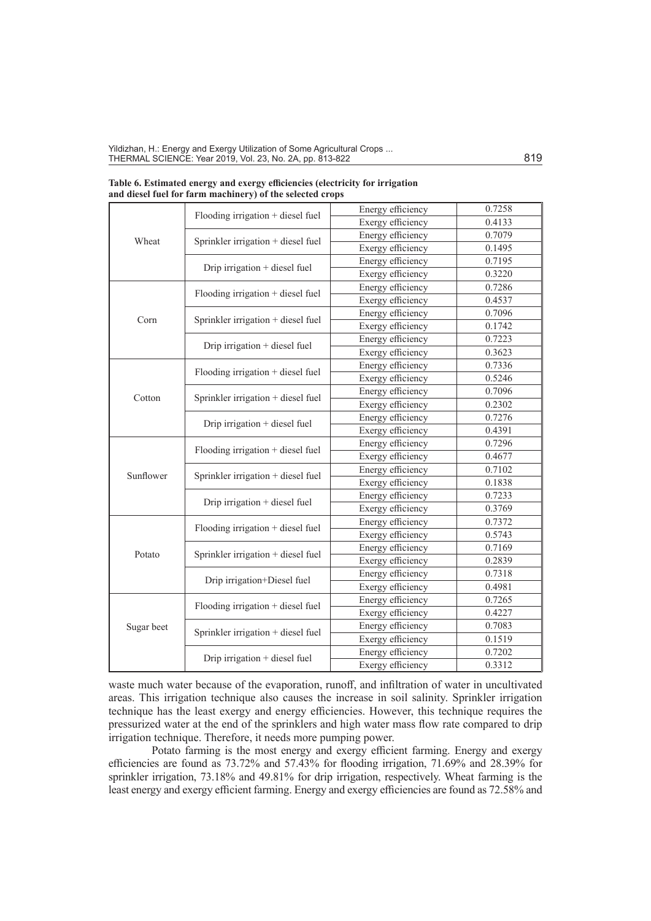**Table 6. Estimated energy and exergy efficiencies (electricity for irrigation and diesel fuel for farm machinery) of the selected crops**

| | | | |
|---|---|---|---|
| Wheat | Flooding irrigation + diesel fuel | Energy efficiency | 0.7258 |
| | | Exergy efficiency | 0.4133 |
| | Sprinkler irrigation + diesel fuel | Energy efficiency | 0.7079 |
| | | Exergy efficiency | 0.1495 |
| | Drip irrigation + diesel fuel | Energy efficiency | 0.7195 |
| | | Exergy efficiency | 0.3220 |
| Corn | Flooding irrigation + diesel fuel | Energy efficiency | 0.7286 |
| | | Exergy efficiency | 0.4537 |
| | Sprinkler irrigation + diesel fuel | Energy efficiency | 0.7096 |
| | | Exergy efficiency | 0.1742 |
| | Drip irrigation + diesel fuel | Energy efficiency | 0.7223 |
| | | Exergy efficiency | 0.3623 |
| Cotton | Flooding irrigation + diesel fuel | Energy efficiency | 0.7336 |
| | | Exergy efficiency | 0.5246 |
| | Sprinkler irrigation + diesel fuel | Energy efficiency | 0.7096 |
| | | Exergy efficiency | 0.2302 |
| | Drip irrigation + diesel fuel | Energy efficiency | 0.7276 |
| | | Exergy efficiency | 0.4391 |
| Sunflower | Flooding irrigation + diesel fuel | Energy efficiency | 0.7296 |
| | | Exergy efficiency | 0.4677 |
| | Sprinkler irrigation + diesel fuel | Energy efficiency | 0.7102 |
| | | Exergy efficiency | 0.1838 |
| | Drip irrigation + diesel fuel | Energy efficiency | 0.7233 |
| | | Exergy efficiency | 0.3769 |
| Potato | Flooding irrigation + diesel fuel | Energy efficiency | 0.7372 |
| | | Exergy efficiency | 0.5743 |
| | Sprinkler irrigation + diesel fuel | Energy efficiency | 0.7169 |
| | | Exergy efficiency | 0.2839 |
| | Drip irrigation+Diesel fuel | Energy efficiency | 0.7318 |
| | | Exergy efficiency | 0.4981 |
| Sugar beet | Flooding irrigation + diesel fuel | Energy efficiency | 0.7265 |
| | | Exergy efficiency | 0.4227 |
| | Sprinkler irrigation + diesel fuel | Energy efficiency | 0.7083 |
| | | Exergy efficiency | 0.1519 |
| | Drip irrigation + diesel fuel | Energy efficiency | 0.7202 |
| | | Exergy efficiency | 0.3312 |

waste much water because of the evaporation, runoff, and infiltration of water in uncultivated areas. This irrigation technique also causes the increase in soil salinity. Sprinkler irrigation technique has the least exergy and energy efficiencies. However, this technique requires the pressurized water at the end of the sprinklers and high water mass flow rate compared to drip irrigation technique. Therefore, it needs more pumping power.

Potato farming is the most energy and exergy efficient farming. Energy and exergy efficiencies are found as 73.72% and 57.43% for flooding irrigation, 71.69% and 28.39% for sprinkler irrigation, 73.18% and 49.81% for drip irrigation, respectively. Wheat farming is the least energy and exergy efficient farming. Energy and exergy efficiencies are found as 72.58% and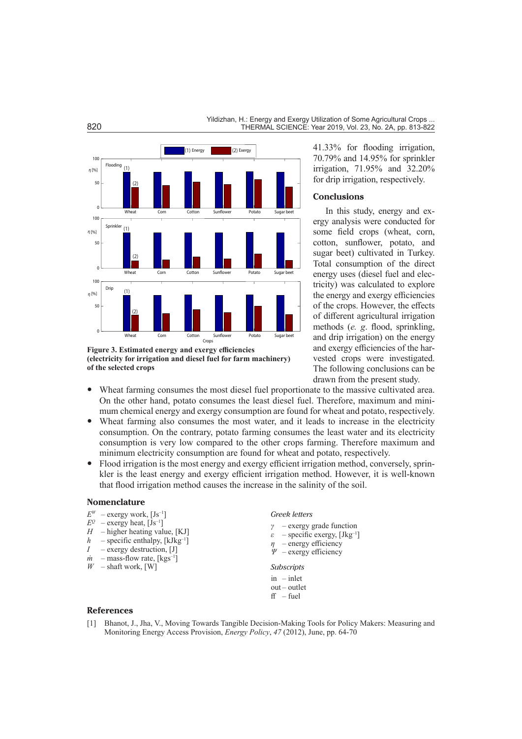Figure 3. Estimated energy and exergy efficiencies (electricity for irrigation and diesel fuel for farm machinery) of the selected crops

41.33% for flooding irrigation, 70.79% and 14.95% for sprinkler irrigation, 71.95% and 32.20% for drip irrigation, respectively.

## Conclusions

In this study, energy and exergy analysis were conducted for some field crops (wheat, corn, cotton, sunflower, potato, and sugar beet) cultivated in Turkey. Total consumption of the direct energy uses (diesel fuel and electricity) was calculated to explore the energy and exergy efficiencies of the crops. However, the effects of different agricultural irrigation methods (*e. g.* flood, sprinkling, and drip irrigation) on the energy and exergy efficiencies of the harvested crops were investigated. The following conclusions can be drawn from the present study.

- Wheat farming consumes the most diesel fuel proportionate to the massive cultivated area. On the other hand, potato consumes the least diesel fuel. Therefore, maximum and minimum chemical energy and exergy consumption are found for wheat and potato, respectively.
- Wheat farming also consumes the most water, and it leads to increase in the electricity consumption. On the contrary, potato farming consumes the least water and its electricity consumption is very low compared to the other crops farming. Therefore maximum and minimum electricity consumption are found for wheat and potato, respectively.
- Flood irrigation is the most energy and exergy efficient irrigation method, conversely, sprinkler is the least energy and exergy efficient irrigation method. However, it is well-known that flood irrigation method causes the increase in the salinity of the soil.

## Nomenclature

$E^W$ – exergy work, [$Js^{-1}$]
$E^Q$ – exergy heat, [$Js^{-1}$]
$H$ – higher heating value, [KJ]
$h$ – specific enthalpy, [$kJkg^{-1}$]
$I$ – exergy destruction, [J]
$\dot{m}$ – mass-flow rate, [$kgs^{-1}$]
$W$ – shaft work, [W]

*Greek letters*

$\gamma$ – exergy grade function
$\varepsilon$ – specific exergy, [$Jkg^{-1}$]
$\eta$ – energy efficiency
$\Psi$ – exergy efficiency

*Subscripts*

in – inlet
out – outlet
ff – fuel

## References

[1] Bhanot, J., Jha, V., Moving Towards Tangible Decision-Making Tools for Policy Makers: Measuring and Monitoring Energy Access Provision, *Energy Policy*, *47* (2012), June, pp. 64-70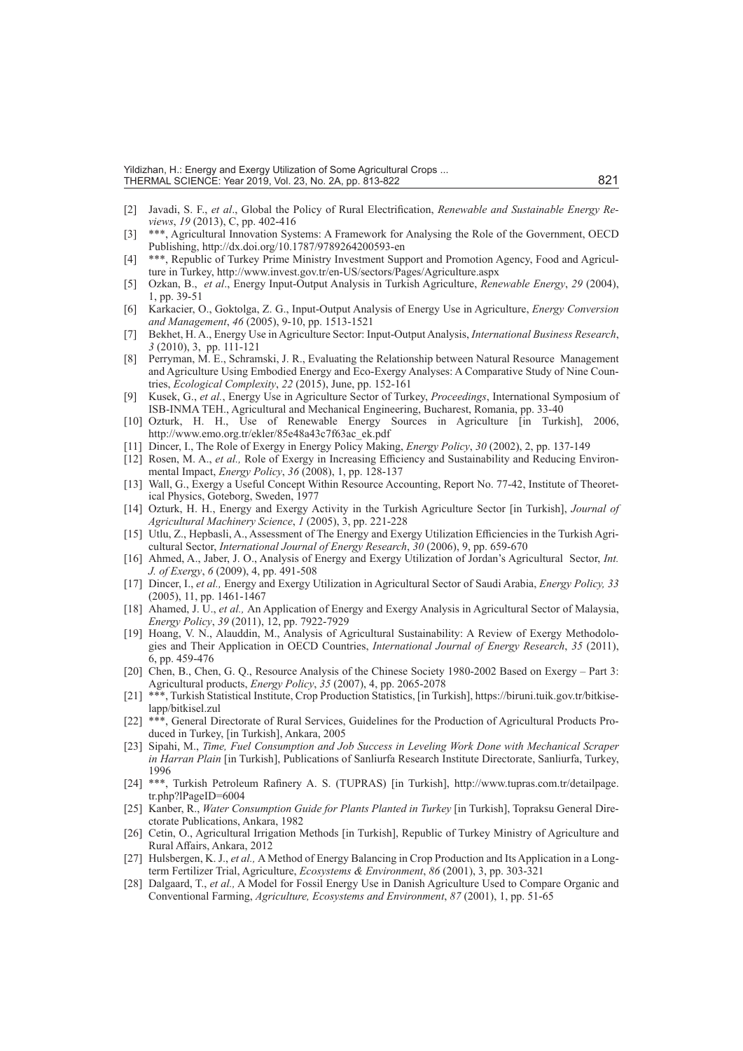[2] Javadi, S. F., *et al*., Global the Policy of Rural Electrification, *Renewable and Sustainable Energy Reviews*, *19* (2013), C, pp. 402-416

[3] ***, Agricultural Innovation Systems: A Framework for Analysing the Role of the Government, OECD Publishing, http://dx.doi.org/10.1787/9789264200593-en

[4] ***, Republic of Turkey Prime Ministry Investment Support and Promotion Agency, Food and Agriculture in Turkey, http://www.invest.gov.tr/en-US/sectors/Pages/Agriculture.aspx

[5] Ozkan, B., *et al*., Energy Input-Output Analysis in Turkish Agriculture, *Renewable Energy*, *29* (2004), 1, pp. 39-51

[6] Karkacier, O., Goktolga, Z. G., Input-Output Analysis of Energy Use in Agriculture, *Energy Conversion and Management*, *46* (2005), 9-10, pp. 1513-1521

[7] Bekhet, H. A., Energy Use in Agriculture Sector: Input-Output Analysis, *International Business Research*, *3* (2010), 3, pp. 111-121

[8] Perryman, M. E., Schramski, J. R., Evaluating the Relationship between Natural Resource Management and Agriculture Using Embodied Energy and Eco-Exergy Analyses: A Comparative Study of Nine Countries, *Ecological Complexity*, *22* (2015), June, pp. 152-161

[9] Kusek, G., *et al.*, Energy Use in Agriculture Sector of Turkey, *Proceedings*, International Symposium of ISB-INMA TEH., Agricultural and Mechanical Engineering, Bucharest, Romania, pp. 33-40

[10] Ozturk, H. H., Use of Renewable Energy Sources in Agriculture [in Turkish], 2006, http://www.emo.org.tr/ekler/85e48a43c7f63ac_ek.pdf

[11] Dincer, I., The Role of Exergy in Energy Policy Making, *Energy Policy*, *30* (2002), 2, pp. 137-149

[12] Rosen, M. A., *et al.,* Role of Exergy in Increasing Efficiency and Sustainability and Reducing Environmental Impact, *Energy Policy*, *36* (2008), 1, pp. 128-137

[13] Wall, G., Exergy a Useful Concept Within Resource Accounting, Report No. 77-42, Institute of Theoretical Physics, Goteborg, Sweden, 1977

[14] Ozturk, H. H., Energy and Exergy Activity in the Turkish Agriculture Sector [in Turkish], *Journal of Agricultural Machinery Science*, *1* (2005), 3, pp. 221-228

[15] Utlu, Z., Hepbasli, A., Assessment of The Energy and Exergy Utilization Efficiencies in the Turkish Agricultural Sector, *International Journal of Energy Research*, *30* (2006), 9, pp. 659-670

[16] Ahmed, A., Jaber, J. O., Analysis of Energy and Exergy Utilization of Jordan's Agricultural Sector, *Int. J. of Exergy*, *6* (2009), 4, pp. 491-508

[17] Dincer, I., *et al.,* Energy and Exergy Utilization in Agricultural Sector of Saudi Arabia, *Energy Policy, 33* (2005), 11, pp. 1461-1467

[18] Ahamed, J. U., *et al.,* An Application of Energy and Exergy Analysis in Agricultural Sector of Malaysia, *Energy Policy*, *39* (2011), 12, pp. 7922-7929

[19] Hoang, V. N., Alauddin, M., Analysis of Agricultural Sustainability: A Review of Exergy Methodologies and Their Application in OECD Countries, *International Journal of Energy Research*, *35* (2011), 6, pp. 459-476

[20] Chen, B., Chen, G. Q., Resource Analysis of the Chinese Society 1980-2002 Based on Exergy – Part 3: Agricultural products, *Energy Policy*, *35* (2007), 4, pp. 2065-2078

[21] ***, Turkish Statistical Institute, Crop Production Statistics, [in Turkish], https://biruni.tuik.gov.tr/bitkiselapp/bitkisel.zul

[22] ***, General Directorate of Rural Services, Guidelines for the Production of Agricultural Products Produced in Turkey, [in Turkish], Ankara, 2005

[23] Sipahi, M., *Time, Fuel Consumption and Job Success in Leveling Work Done with Mechanical Scraper in Harran Plain* [in Turkish], Publications of Sanliurfa Research Institute Directorate, Sanliurfa, Turkey, 1996

[24] ***, Turkish Petroleum Rafinery A. S. (TUPRAS) [in Turkish], http://www.tupras.com.tr/detailpage.tr.php?lPageID=6004

[25] Kanber, R., *Water Consumption Guide for Plants Planted in Turkey* [in Turkish], Topraksu General Directorate Publications, Ankara, 1982

[26] Cetin, O., Agricultural Irrigation Methods [in Turkish], Republic of Turkey Ministry of Agriculture and Rural Affairs, Ankara, 2012

[27] Hulsbergen, K. J., *et al.,* A Method of Energy Balancing in Crop Production and Its Application in a Long-term Fertilizer Trial, Agriculture, *Ecosystems & Environment*, *86* (2001), 3, pp. 303-321

[28] Dalgaard, T., *et al.,* A Model for Fossil Energy Use in Danish Agriculture Used to Compare Organic and Conventional Farming, *Agriculture, Ecosystems and Environment*, *87* (2001), 1, pp. 51-65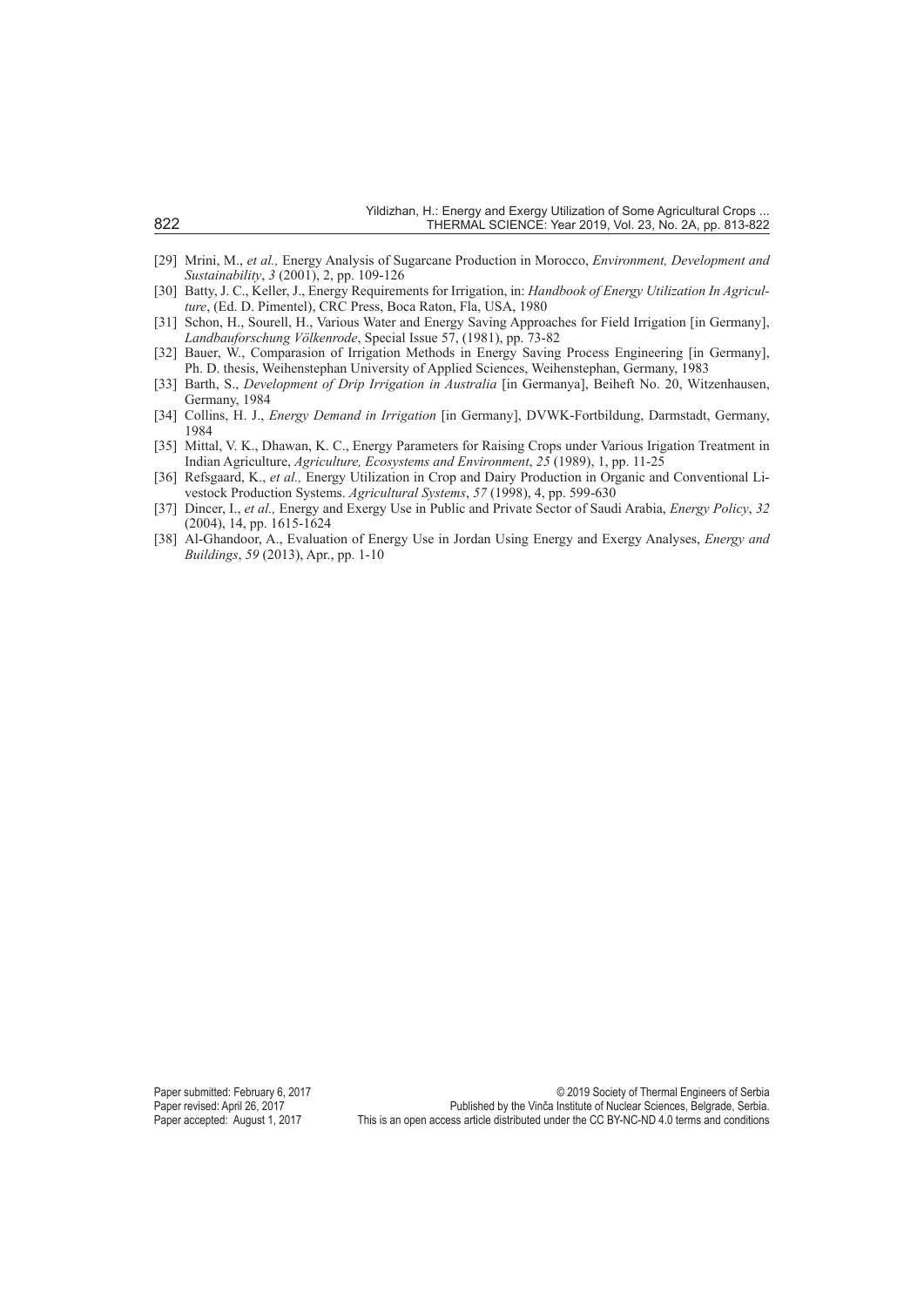[29] Mrini, M., *et al.,* Energy Analysis of Sugarcane Production in Morocco, *Environment, Development and Sustainability*, *3* (2001), 2, pp. 109-126

[30] Batty, J. C., Keller, J., Energy Requirements for Irrigation, in: *Handbook of Energy Utilization In Agriculture*, (Ed. D. Pimentel), CRC Press, Boca Raton, Fla, USA, 1980

[31] Schon, H., Sourell, H., Various Water and Energy Saving Approaches for Field Irrigation [in Germany], *Landbauforschung Völkenrode*, Special Issue 57, (1981), pp. 73-82

[32] Bauer, W., Comparasion of Irrigation Methods in Energy Saving Process Engineering [in Germany], Ph. D. thesis, Weihenstephan University of Applied Sciences, Weihenstephan, Germany, 1983

[33] Barth, S., *Development of Drip Irrigation in Australia* [in Germanya], Beiheft No. 20, Witzenhausen, Germany, 1984

[34] Collins, H. J., *Energy Demand in Irrigation* [in Germany], DVWK-Fortbildung, Darmstadt, Germany, 1984

[35] Mittal, V. K., Dhawan, K. C., Energy Parameters for Raising Crops under Various Irigation Treatment in Indian Agriculture, *Agriculture, Ecosystems and Environment*, *25* (1989), 1, pp. 11-25

[36] Refsgaard, K., *et al.,* Energy Utilization in Crop and Dairy Production in Organic and Conventional Livestock Production Systems. *Agricultural Systems*, *57* (1998), 4, pp. 599-630

[37] Dincer, I., *et al.,* Energy and Exergy Use in Public and Private Sector of Saudi Arabia, *Energy Policy*, *32* (2004), 14, pp. 1615-1624

[38] Al-Ghandoor, A., Evaluation of Energy Use in Jordan Using Energy and Exergy Analyses, *Energy and Buildings*, *59* (2013), Apr., pp. 1-10

Paper submitted: February 6, 2017
Paper revised: April 26, 2017
Paper accepted: August 1, 2017

© 2019 Society of Thermal Engineers of Serbia
Published by the Vinča Institute of Nuclear Sciences, Belgrade, Serbia.
This is an open access article distributed under the CC BY-NC-ND 4.0 terms and conditions